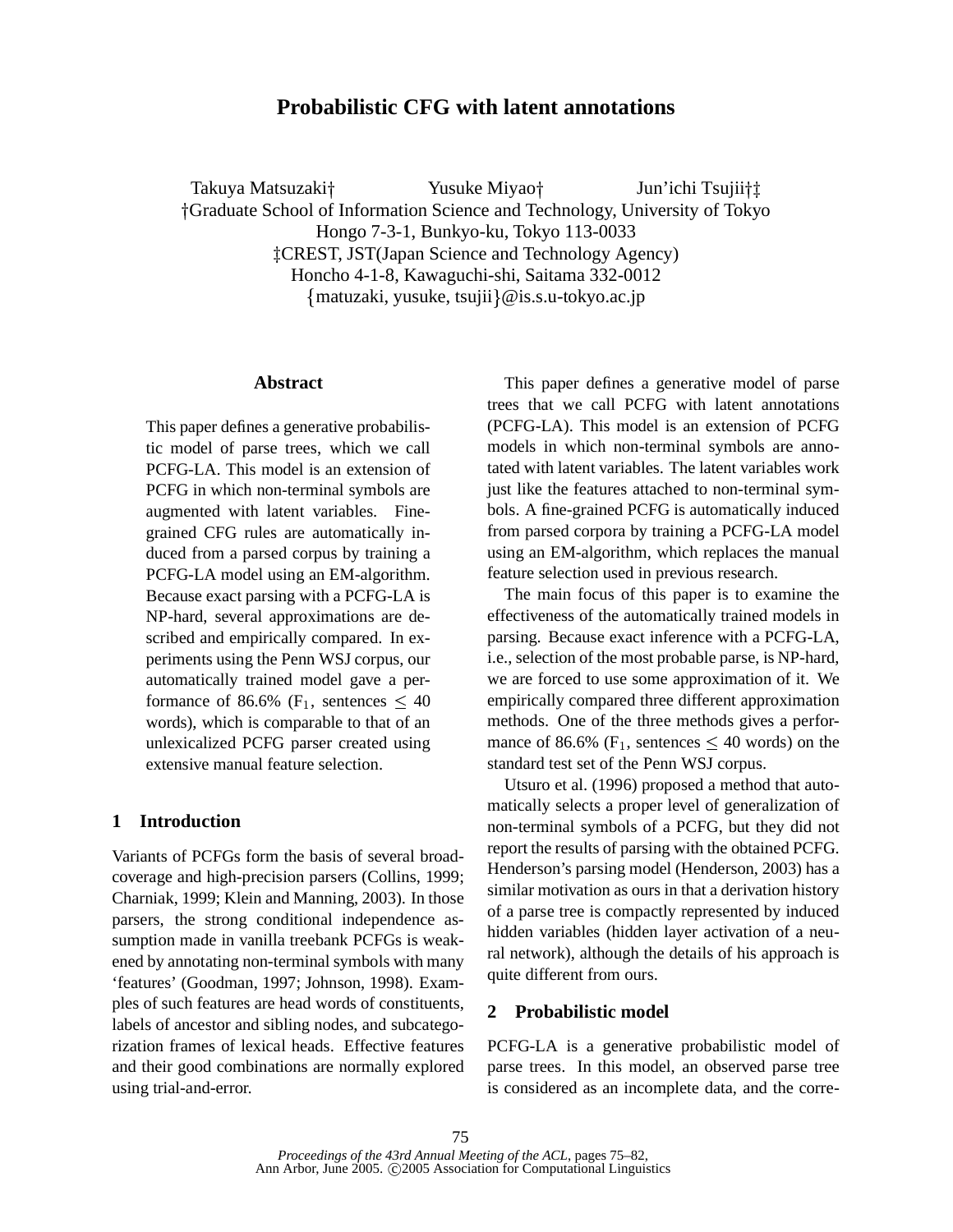# Probabilistic CFG with latent annotations

Takuya Matsuzaki† Yusuke Miyao† Jun'ichi Tsujii†‡

†Graduate School of Information Science and Technology, University of Tokyo
Hongo 7-3-1, Bunkyo-ku, Tokyo 113-0033

‡CREST, JST(Japan Science and Technology Agency)
Honcho 4-1-8, Kawaguchi-shi, Saitama 332-0012

{matuzaki, yusuke, tsujii}@is.s.u-tokyo.ac.jp

## Abstract

This paper defines a generative probabilistic model of parse trees, which we call PCFG-LA. This model is an extension of PCFG in which non-terminal symbols are augmented with latent variables. Fine-grained CFG rules are automatically induced from a parsed corpus by training a PCFG-LA model using an EM-algorithm. Because exact parsing with a PCFG-LA is NP-hard, several approximations are described and empirically compared. In experiments using the Penn WSJ corpus, our automatically trained model gave a performance of 86.6% ($F_1$, sentences $\leq$ 40 words), which is comparable to that of an unlexicalized PCFG parser created using extensive manual feature selection.

## 1 Introduction

Variants of PCFGs form the basis of several broad-coverage and high-precision parsers (Collins, 1999; Charniak, 1999; Klein and Manning, 2003). In those parsers, the strong conditional independence assumption made in vanilla treebank PCFGs is weakened by annotating non-terminal symbols with many 'features' (Goodman, 1997; Johnson, 1998). Examples of such features are head words of constituents, labels of ancestor and sibling nodes, and subcategorization frames of lexical heads. Effective features and their good combinations are normally explored using trial-and-error.

This paper defines a generative model of parse trees that we call PCFG with latent annotations (PCFG-LA). This model is an extension of PCFG models in which non-terminal symbols are annotated with latent variables. The latent variables work just like the features attached to non-terminal symbols. A fine-grained PCFG is automatically induced from parsed corpora by training a PCFG-LA model using an EM-algorithm, which replaces the manual feature selection used in previous research.

The main focus of this paper is to examine the effectiveness of the automatically trained models in parsing. Because exact inference with a PCFG-LA, i.e., selection of the most probable parse, is NP-hard, we are forced to use some approximation of it. We empirically compared three different approximation methods. One of the three methods gives a performance of 86.6% ($F_1$, sentences $\leq$ 40 words) on the standard test set of the Penn WSJ corpus.

Utsuro et al. (1996) proposed a method that automatically selects a proper level of generalization of non-terminal symbols of a PCFG, but they did not report the results of parsing with the obtained PCFG. Henderson's parsing model (Henderson, 2003) has a similar motivation as ours in that a derivation history of a parse tree is compactly represented by induced hidden variables (hidden layer activation of a neural network), although the details of his approach is quite different from ours.

## 2 Probabilistic model

PCFG-LA is a generative probabilistic model of parse trees. In this model, an observed parse tree is considered as an incomplete data, and the corre-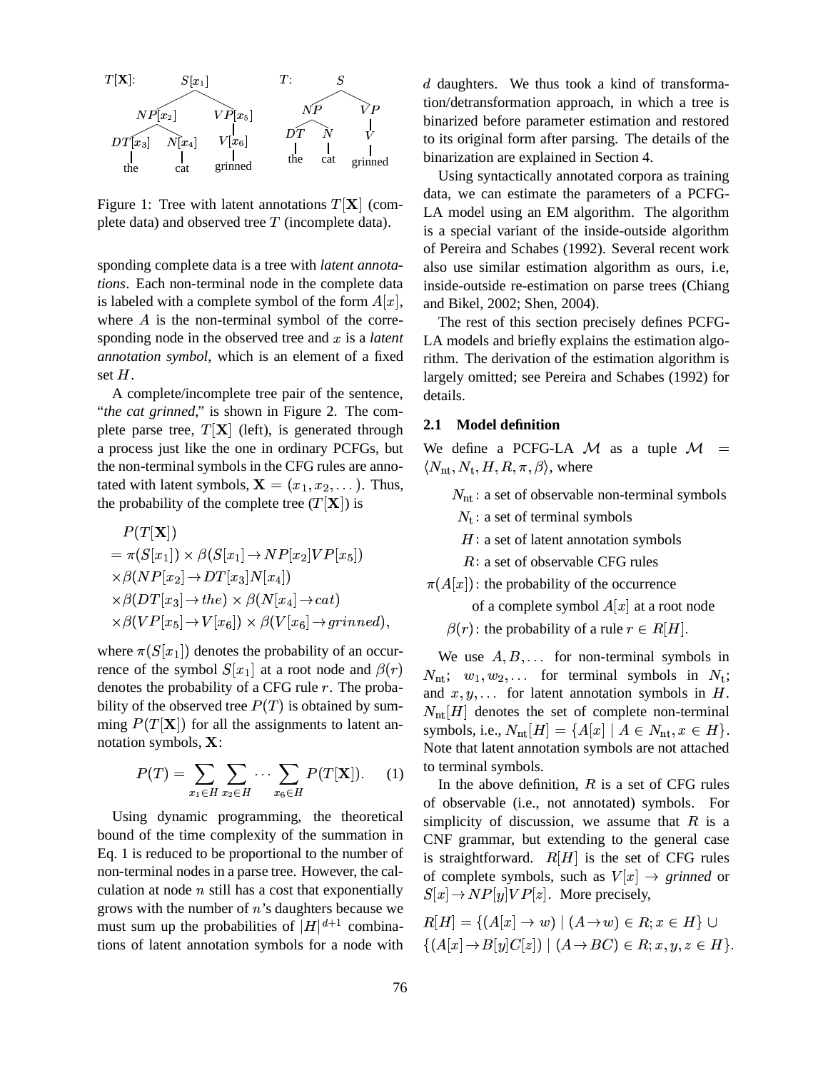Figure 1: Tree with latent annotations $T[\mathbf{X}]$ (complete data) and observed tree $T$ (incomplete data).

sponding complete data is a tree with *latent annotations*. Each non-terminal node in the complete data is labeled with a complete symbol of the form $A[x]$, where $A$ is the non-terminal symbol of the corresponding node in the observed tree and $x$ is a *latent annotation symbol*, which is an element of a fixed set $H$.

A complete/incomplete tree pair of the sentence, "*the cat grinned*," is shown in Figure 2. The complete parse tree, $T[\mathbf{X}]$ (left), is generated through a process just like the one in ordinary PCFGs, but the non-terminal symbols in the CFG rules are annotated with latent symbols, $\mathbf{X} = (x_1, x_2, \dots)$. Thus, the probability of the complete tree ($T[\mathbf{X}]$) is

$$
\begin{aligned}
&P(T[\mathbf{X}]) \\
&= \pi(S[x_1]) \times \beta(S[x_1] \rightarrow NP[x_2]VP[x_5]) \\
&\times \beta(NP[x_2] \rightarrow DT[x_3]N[x_4]) \\
&\times \beta(DT[x_3] \rightarrow the) \times \beta(N[x_4] \rightarrow cat) \\
&\times \beta(VP[x_5] \rightarrow V[x_6]) \times \beta(V[x_6] \rightarrow grinned),
\end{aligned}
$$

where $\pi(S[x_1])$ denotes the probability of an occurrence of the symbol $S[x_1]$ at a root node and $\beta(r)$ denotes the probability of a CFG rule $r$. The probability of the observed tree $P(T)$ is obtained by summing $P(T[\mathbf{X}])$ for all the assignments to latent annotation symbols, $\mathbf{X}$:

$$
P(T) = \sum_{x_1 \in H} \sum_{x_2 \in H} \cdots \sum_{x_6 \in H} P(T[\mathbf{X}]). \quad (1)
$$

Using dynamic programming, the theoretical bound of the time complexity of the summation in Eq. 1 is reduced to be proportional to the number of non-terminal nodes in a parse tree. However, the calculation at node $n$ still has a cost that exponentially grows with the number of $n$'s daughters because we must sum up the probabilities of $|H|^{d+1}$ combinations of latent annotation symbols for a node with $d$ daughters. We thus took a kind of transformation/detransformation approach, in which a tree is binarized before parameter estimation and restored to its original form after parsing. The details of the binarization are explained in Section 4.

Using syntactically annotated corpora as training data, we can estimate the parameters of a PCFG-LA model using an EM algorithm. The algorithm is a special variant of the inside-outside algorithm of Pereira and Schabes (1992). Several recent work also use similar estimation algorithm as ours, i.e, inside-outside re-estimation on parse trees (Chiang and Bikel, 2002; Shen, 2004).

The rest of this section precisely defines PCFG-LA models and briefly explains the estimation algorithm. The derivation of the estimation algorithm is largely omitted; see Pereira and Schabes (1992) for details.

### 2.1 Model definition

We define a PCFG-LA $\mathcal{M}$ as a tuple $\mathcal{M} = \langle N_{\mathrm{nt}}, N_{\mathrm{t}}, H, R, \pi, \beta \rangle$, where

- $N_{\mathrm{nt}}$: a set of observable non-terminal symbols
- $N_{\mathrm{t}}$: a set of terminal symbols
- $H$: a set of latent annotation symbols
- $R$: a set of observable CFG rules
- $\pi(A[x])$: the probability of the occurrence of a complete symbol $A[x]$ at a root node
- $\beta(r)$: the probability of a rule $r \in R[H]$.

We use $A, B, \dots$ for non-terminal symbols in $N_{\mathrm{nt}}$; $w_1, w_2, \dots$ for terminal symbols in $N_{\mathrm{t}}$; and $x, y, \dots$ for latent annotation symbols in $H$. $N_{\mathrm{nt}}[H]$ denotes the set of complete non-terminal symbols, i.e., $N_{\mathrm{nt}}[H] = \{A[x] \mid A \in N_{\mathrm{nt}}, x \in H\}$. Note that latent annotation symbols are not attached to terminal symbols.

In the above definition, $R$ is a set of CFG rules of observable (i.e., not annotated) symbols. For simplicity of discussion, we assume that $R$ is a CNF grammar, but extending to the general case is straightforward. $R[H]$ is the set of CFG rules of complete symbols, such as $V[x] \rightarrow$ *grinned* or $S[x] \rightarrow NP[y]VP[z]$. More precisely,

$$
\begin{aligned}
R[H] = &\{(A[x] \rightarrow w) \mid (A \rightarrow w) \in R; x \in H\} \cup \\
&\{(A[x] \rightarrow B[y]C[z]) \mid (A \rightarrow BC) \in R; x, y, z \in H\}.
\end{aligned}
$$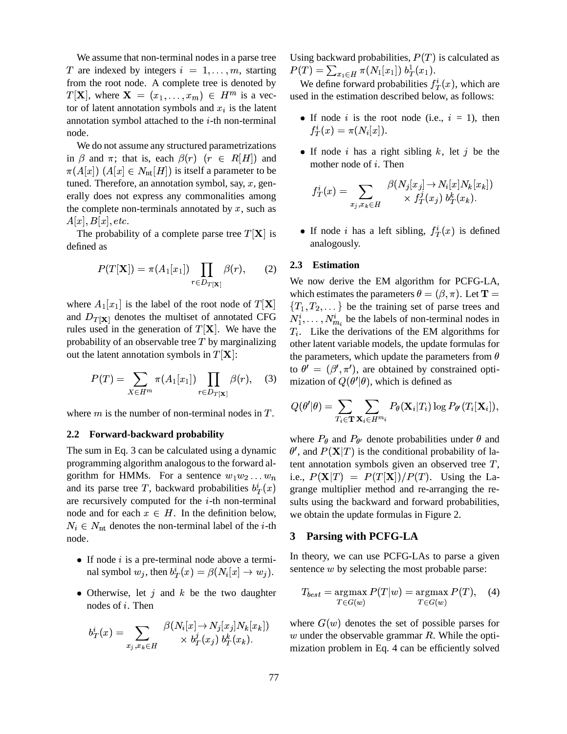We assume that non-terminal nodes in a parse tree $T$ are indexed by integers $i = 1, \ldots, m$, starting from the root node. A complete tree is denoted by $T[\mathbf{X}]$, where $\mathbf{X} = (x_1, \ldots, x_m) \in H^m$ is a vector of latent annotation symbols and $x_i$ is the latent annotation symbol attached to the $i$-th non-terminal node.

We do not assume any structured parametrizations in $\beta$ and $\pi$; that is, each $\beta(r)$ $(r \in R[H])$ and $\pi(A[x])$ $(A[x] \in N_{\mathrm{nt}}[H])$ is itself a parameter to be tuned. Therefore, an annotation symbol, say, $x$, generally does not express any commonalities among the complete non-terminals annotated by $x$, such as $A[x], B[x], etc.$

The probability of a complete parse tree $T[\mathbf{X}]$ is defined as

$$P(T[\mathbf{X}]) = \pi(A_1[x_1]) \prod_{r \in D_{T[\mathbf{X}]}} \beta(r), \qquad (2)$$

where $A_1[x_1]$ is the label of the root node of $T[\mathbf{X}]$ and $D_{T[\mathbf{X}]}$ denotes the multiset of annotated CFG rules used in the generation of $T[\mathbf{X}]$. We have the probability of an observable tree $T$ by marginalizing out the latent annotation symbols in $T[\mathbf{X}]$:

$$P(T) = \sum_{X \in H^m} \pi(A_1[x_1]) \prod_{r \in D_{T[\mathbf{X}]}} \beta(r), \qquad (3)$$

where $m$ is the number of non-terminal nodes in $T$.

### 2.2 Forward-backward probability

The sum in Eq. 3 can be calculated using a dynamic programming algorithm analogous to the forward algorithm for HMMs. For a sentence $w_1 w_2 \ldots w_n$ and its parse tree $T$, backward probabilities $b^i_T(x)$ are recursively computed for the $i$-th non-terminal node and for each $x \in H$. In the definition below, $N_i \in N_{\mathrm{nt}}$ denotes the non-terminal label of the $i$-th node.

- If node $i$ is a pre-terminal node above a terminal symbol $w_j$, then $b^i_T(x) = \beta(N_i[x] \to w_j)$.
- Otherwise, let $j$ and $k$ be the two daughter nodes of $i$. Then

$$b^i_T(x) = \sum_{x_j, x_k \in H} \begin{array}{l} \beta(N_i[x] \to N_j[x_j] N_k[x_k]) \\ \quad \times\, b^j_T(x_j)\, b^k_T(x_k). \end{array}$$

Using backward probabilities, $P(T)$ is calculated as $P(T) = \sum_{x_1 \in H} \pi(N_1[x_1])\, b^1_T(x_1)$.

We define forward probabilities $f^i_T(x)$, which are used in the estimation described below, as follows:

- If node $i$ is the root node (i.e., $i = 1$), then $f^i_T(x) = \pi(N_i[x])$.
- If node $i$ has a right sibling $k$, let $j$ be the mother node of $i$. Then

$$f^i_T(x) = \sum_{x_j, x_k \in H} \begin{array}{l} \beta(N_j[x_j] \to N_i[x] N_k[x_k]) \\ \quad \times\, f^j_T(x_j)\, b^k_T(x_k). \end{array}$$

- If node $i$ has a left sibling, $f^i_T(x)$ is defined analogously.

### 2.3 Estimation

We now derive the EM algorithm for PCFG-LA, which estimates the parameters $\theta = (\beta, \pi)$. Let $\mathbf{T} = \{T_1, T_2, \ldots\}$ be the training set of parse trees and $N^i_1, \ldots, N^i_{m_i}$ be the labels of non-terminal nodes in $T_i$. Like the derivations of the EM algorithms for other latent variable models, the update formulas for the parameters, which update the parameters from $\theta$ to $\theta' = (\beta', \pi')$, are obtained by constrained optimization of $Q(\theta'|\theta)$, which is defined as

$$Q(\theta'|\theta) = \sum_{T_i \in \mathbf{T}} \sum_{\mathbf{X}_i \in H^{m_i}} P_\theta(\mathbf{X}_i|T_i) \log P_{\theta'}(T_i[\mathbf{X}_i]),$$

where $P_\theta$ and $P_{\theta'}$ denote probabilities under $\theta$ and $\theta'$, and $P(\mathbf{X}|T)$ is the conditional probability of latent annotation symbols given an observed tree $T$, i.e., $P(\mathbf{X}|T) = P(T[\mathbf{X}])/P(T)$. Using the Lagrange multiplier method and re-arranging the results using the backward and forward probabilities, we obtain the update formulas in Figure 2.

## 3 Parsing with PCFG-LA

In theory, we can use PCFG-LAs to parse a given sentence $w$ by selecting the most probable parse:

$$T_{best} = \operatorname*{argmax}_{T \in G(w)} P(T|w) = \operatorname*{argmax}_{T \in G(w)} P(T), \qquad (4)$$

where $G(w)$ denotes the set of possible parses for $w$ under the observable grammar $R$. While the optimization problem in Eq. 4 can be efficiently solved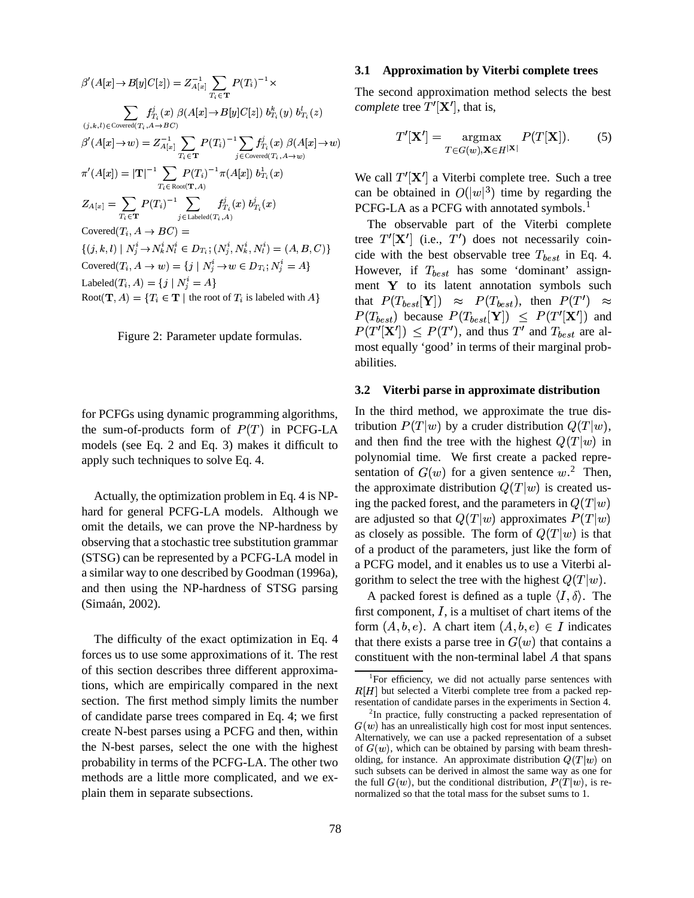$$\beta'(A[x] \to B[y]C[z]) = Z_{A[x]}^{-1} \sum_{T_i \in \mathbf{T}} P(T_i)^{-1} \times$$

$$\sum_{(j,k,l) \in \text{Covered}(T_i, A \to BC)} f_{T_i}^j(x)\ \beta(A[x] \to B[y]C[z])\ b_{T_i}^k(y)\ b_{T_i}^l(z)$$

$$\beta'(A[x] \to w) = Z_{A[x]}^{-1} \sum_{T_i \in \mathbf{T}} P(T_i)^{-1} \sum_{j \in \text{Covered}(T_i, A \to w)} f_{T_i}^j(x)\ \beta(A[x] \to w)$$

$$\pi'(A[x]) = |\mathbf{T}|^{-1} \sum_{T_i \in \text{Root}(\mathbf{T}, A)} P(T_i)^{-1} \pi(A[x])\ b_{T_i}^1(x)$$

$$Z_{A[x]} = \sum_{T_i \in \mathbf{T}} P(T_i)^{-1} \sum_{j \in \text{Labeled}(T_i, A)} f_{T_i}^j(x)\ b_{T_i}^j(x)$$

$$\text{Covered}(T_i, A \to BC) =$$
$$\{(j,k,l) \mid N_j^i \to N_k^i N_l^i \in D_{T_i}; (N_j^i, N_k^i, N_l^i) = (A, B, C)\}$$

$$\text{Covered}(T_i, A \to w) = \{j \mid N_j^i \to w \in D_{T_i}; N_j^i = A\}$$

$$\text{Labeled}(T_i, A) = \{j \mid N_j^i = A\}$$

$$\text{Root}(\mathbf{T}, A) = \{T_i \in \mathbf{T} \mid \text{the root of } T_i \text{ is labeled with } A\}$$

Figure 2: Parameter update formulas.

for PCFGs using dynamic programming algorithms, the sum-of-products form of $P(T)$ in PCFG-LA models (see Eq. 2 and Eq. 3) makes it difficult to apply such techniques to solve Eq. 4.

Actually, the optimization problem in Eq. 4 is NP-hard for general PCFG-LA models. Although we omit the details, we can prove the NP-hardness by observing that a stochastic tree substitution grammar (STSG) can be represented by a PCFG-LA model in a similar way to one described by Goodman (1996a), and then using the NP-hardness of STSG parsing (Simaán, 2002).

The difficulty of the exact optimization in Eq. 4 forces us to use some approximations of it. The rest of this section describes three different approximations, which are empirically compared in the next section. The first method simply limits the number of candidate parse trees compared in Eq. 4; we first create N-best parses using a PCFG and then, within the N-best parses, select the one with the highest probability in terms of the PCFG-LA. The other two methods are a little more complicated, and we explain them in separate subsections.

### 3.1 Approximation by Viterbi complete trees

The second approximation method selects the best *complete* tree $T'[\mathbf{X}']$, that is,

$$T'[\mathbf{X}'] = \underset{T \in G(w), \mathbf{X} \in H^{|\mathbf{X}|}}{\text{argmax}} P(T[\mathbf{X}]). \qquad (5)$$

We call $T'[\mathbf{X}']$ a Viterbi complete tree. Such a tree can be obtained in $O(|w|^3)$ time by regarding the PCFG-LA as a PCFG with annotated symbols.[1]

The observable part of the Viterbi complete tree $T'[\mathbf{X}']$ (i.e., $T'$) does not necessarily coincide with the best observable tree $T_{best}$ in Eq. 4. However, if $T_{best}$ has some 'dominant' assignment $\mathbf{Y}$ to its latent annotation symbols such that $P(T_{best}[\mathbf{Y}]) \approx P(T_{best})$, then $P(T') \approx P(T_{best})$ because $P(T_{best}[\mathbf{Y}]) \leq P(T'[\mathbf{X}'])$ and $P(T'[\mathbf{X}']) \leq P(T')$, and thus $T'$ and $T_{best}$ are almost equally 'good' in terms of their marginal probabilities.

### 3.2 Viterbi parse in approximate distribution

In the third method, we approximate the true distribution $P(T|w)$ by a cruder distribution $Q(T|w)$, and then find the tree with the highest $Q(T|w)$ in polynomial time. We first create a packed representation of $G(w)$ for a given sentence $w$.[2] Then, the approximate distribution $Q(T|w)$ is created using the packed forest, and the parameters in $Q(T|w)$ are adjusted so that $Q(T|w)$ approximates $P(T|w)$ as closely as possible. The form of $Q(T|w)$ is that of a product of the parameters, just like the form of a PCFG model, and it enables us to use a Viterbi algorithm to select the tree with the highest $Q(T|w)$.

A packed forest is defined as a tuple $\langle I, \delta \rangle$. The first component, $I$, is a multiset of chart items of the form $(A, b, e)$. A chart item $(A, b, e) \in I$ indicates that there exists a parse tree in $G(w)$ that contains a constituent with the non-terminal label $A$ that spans

[1] For efficiency, we did not actually parse sentences with $R[H]$ but selected a Viterbi complete tree from a packed representation of candidate parses in the experiments in Section 4.

[2] In practice, fully constructing a packed representation of $G(w)$ has an unrealistically high cost for most input sentences. Alternatively, we can use a packed representation of a subset of $G(w)$, which can be obtained by parsing with beam thresholding, for instance. An approximate distribution $Q(T|w)$ on such subsets can be derived in almost the same way as one for the full $G(w)$, but the conditional distribution, $P(T|w)$, is renormalized so that the total mass for the subset sums to 1.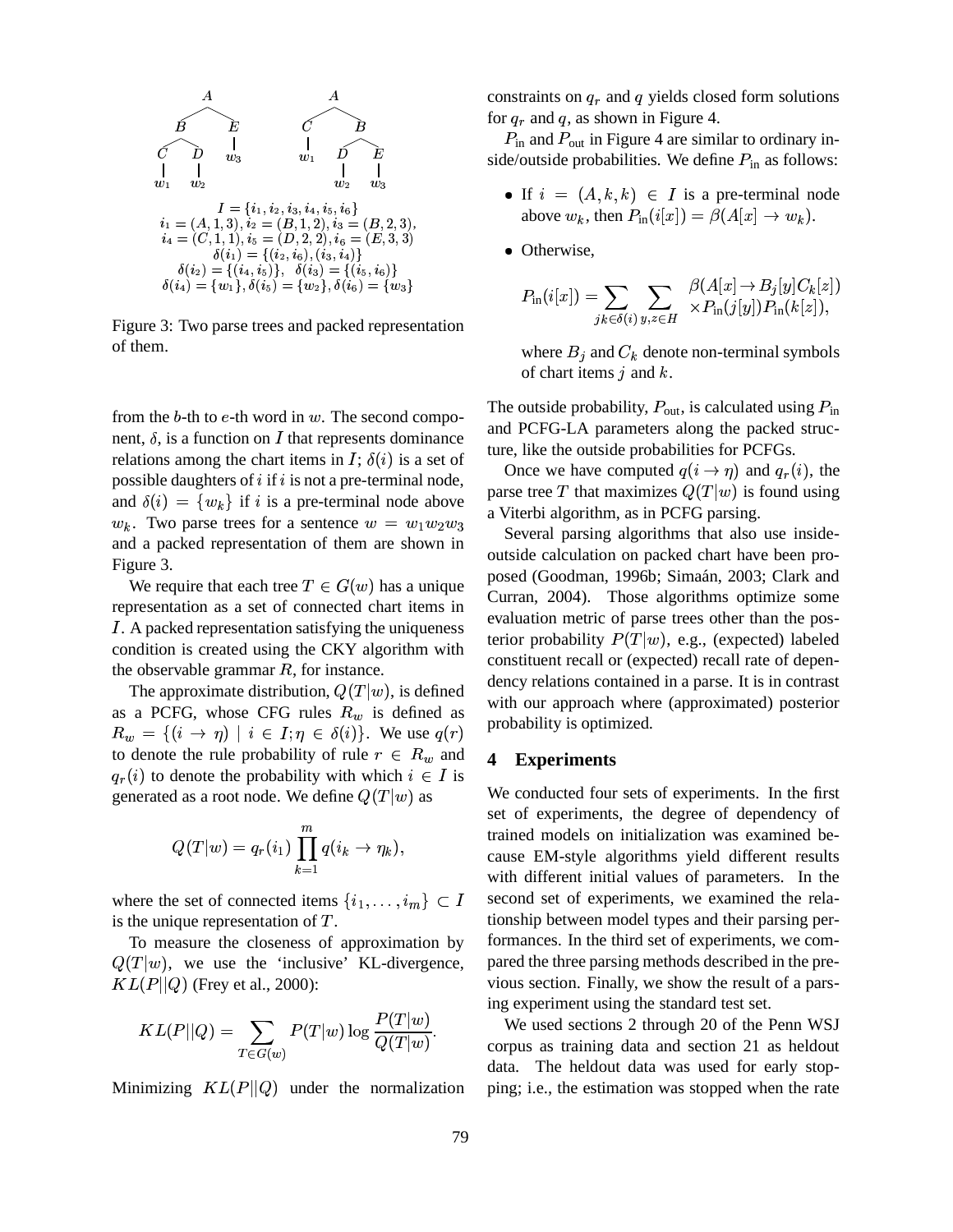$$
\begin{array}{ll}
\textbf{Tree 1:} & A \to B\ E;\quad B \to C\ D;\quad C \to w_1;\quad D \to w_2;\quad E \to w_3 \\
\textbf{Tree 2:} & A \to C\ B;\quad C \to w_1;\quad B \to D\ E;\quad D \to w_2;\quad E \to w_3
\end{array}
$$

$I = \{i_1, i_2, i_3, i_4, i_5, i_6\}$
$i_1 = (A, 1, 3), i_2 = (B, 1, 2), i_3 = (B, 2, 3),$
$i_4 = (C, 1, 1), i_5 = (D, 2, 2), i_6 = (E, 3, 3)$
$\delta(i_1) = \{(i_2, i_6), (i_3, i_4)\}$
$\delta(i_2) = \{(i_4, i_5)\}, \quad \delta(i_3) = \{(i_5, i_6)\}$
$\delta(i_4) = \{w_1\}, \delta(i_5) = \{w_2\}, \delta(i_6) = \{w_3\}$

Figure 3: Two parse trees and packed representation of them.

from the $b$-th to $e$-th word in $w$. The second component, $\delta$, is a function on $I$ that represents dominance relations among the chart items in $I$; $\delta(i)$ is a set of possible daughters of $i$ if $i$ is not a pre-terminal node, and $\delta(i) = \{w_k\}$ if $i$ is a pre-terminal node above $w_k$. Two parse trees for a sentence $w = w_1 w_2 w_3$ and a packed representation of them are shown in Figure 3.

We require that each tree $T \in G(w)$ has a unique representation as a set of connected chart items in $I$. A packed representation satisfying the uniqueness condition is created using the CKY algorithm with the observable grammar $R$, for instance.

The approximate distribution, $Q(T|w)$, is defined as a PCFG, whose CFG rules $R_w$ is defined as $R_w = \{(i \to \eta) \mid i \in I; \eta \in \delta(i)\}$. We use $q(r)$ to denote the rule probability of rule $r \in R_w$ and $q_r(i)$ to denote the probability with which $i \in I$ is generated as a root node. We define $Q(T|w)$ as

$$Q(T|w) = q_r(i_1) \prod_{k=1}^{m} q(i_k \to \eta_k),$$

where the set of connected items $\{i_1, \ldots, i_m\} \subset I$ is the unique representation of $T$.

To measure the closeness of approximation by $Q(T|w)$, we use the 'inclusive' KL-divergence, $KL(P||Q)$ (Frey et al., 2000):

$$KL(P||Q) = \sum_{T \in G(w)} P(T|w) \log \frac{P(T|w)}{Q(T|w)}.$$

Minimizing $KL(P||Q)$ under the normalization constraints on $q_r$ and $q$ yields closed form solutions for $q_r$ and $q$, as shown in Figure 4.

$P_{\text{in}}$ and $P_{\text{out}}$ in Figure 4 are similar to ordinary inside/outside probabilities. We define $P_{\text{in}}$ as follows:

- If $i = (A, k, k) \in I$ is a pre-terminal node above $w_k$, then $P_{\text{in}}(i[x]) = \beta(A[x] \to w_k)$.
- Otherwise,

$$P_{\text{in}}(i[x]) = \sum_{jk \in \delta(i)} \sum_{y,z \in H} \begin{array}{l} \beta(A[x] \to B_j[y] C_k[z]) \\ \times P_{\text{in}}(j[y]) P_{\text{in}}(k[z]), \end{array}$$

  where $B_j$ and $C_k$ denote non-terminal symbols of chart items $j$ and $k$.

The outside probability, $P_{\text{out}}$, is calculated using $P_{\text{in}}$ and PCFG-LA parameters along the packed structure, like the outside probabilities for PCFGs.

Once we have computed $q(i \to \eta)$ and $q_r(i)$, the parse tree $T$ that maximizes $Q(T|w)$ is found using a Viterbi algorithm, as in PCFG parsing.

Several parsing algorithms that also use inside-outside calculation on packed chart have been proposed (Goodman, 1996b; Simaán, 2003; Clark and Curran, 2004). Those algorithms optimize some evaluation metric of parse trees other than the posterior probability $P(T|w)$, e.g., (expected) labeled constituent recall or (expected) recall rate of dependency relations contained in a parse. It is in contrast with our approach where (approximated) posterior probability is optimized.

## 4 Experiments

We conducted four sets of experiments. In the first set of experiments, the degree of dependency of trained models on initialization was examined because EM-style algorithms yield different results with different initial values of parameters. In the second set of experiments, we examined the relationship between model types and their parsing performances. In the third set of experiments, we compared the three parsing methods described in the previous section. Finally, we show the result of a parsing experiment using the standard test set.

We used sections 2 through 20 of the Penn WSJ corpus as training data and section 21 as heldout data. The heldout data was used for early stopping; i.e., the estimation was stopped when the rate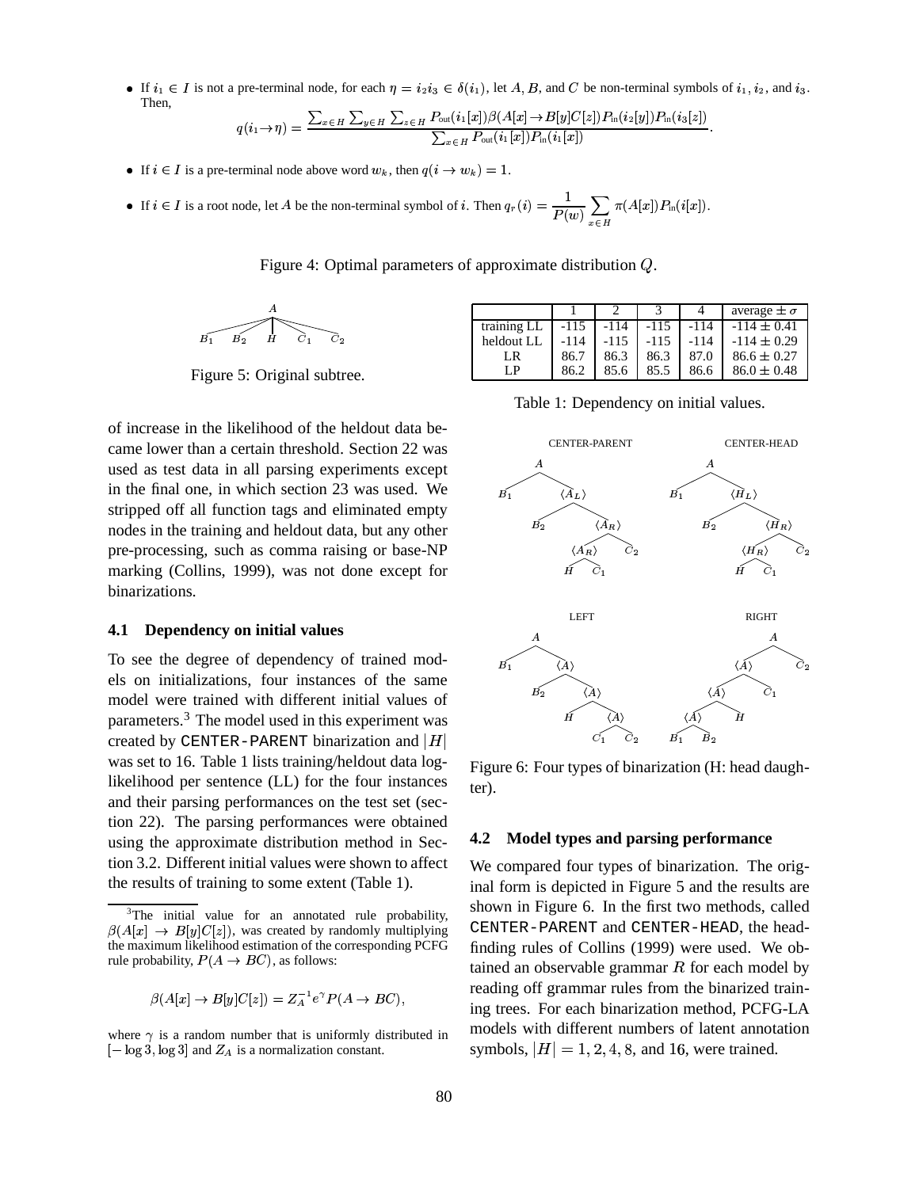- If $i_1 \in I$ is not a pre-terminal node, for each $\eta = i_2 i_3 \in \delta(i_1)$, let $A, B$, and $C$ be non-terminal symbols of $i_1$, $i_2$, and $i_3$. Then,

$$q(i_1 \rightarrow \eta) = \frac{\sum_{x \in H} \sum_{y \in H} \sum_{z \in H} P_{\text{out}}(i_1[x]) \beta(A[x] \rightarrow B[y]C[z]) P_{\text{in}}(i_2[y]) P_{\text{in}}(i_3[z])}{\sum_{x \in H} P_{\text{out}}(i_1[x]) P_{\text{in}}(i_1[x])}.$$

- If $i \in I$ is a pre-terminal node above word $w_k$, then $q(i \rightarrow w_k) = 1$.
- If $i \in I$ is a root node, let $A$ be the non-terminal symbol of $i$. Then $q_r(i) = \frac{1}{P(w)} \sum_{x \in H} \pi(A[x]) P_{\text{in}}(i[x])$.

Figure 4: Optimal parameters of approximate distribution $Q$.

Figure 5: Original subtree.

of increase in the likelihood of the heldout data became lower than a certain threshold. Section 22 was used as test data in all parsing experiments except in the final one, in which section 23 was used. We stripped off all function tags and eliminated empty nodes in the training and heldout data, but any other pre-processing, such as comma raising or base-NP marking (Collins, 1999), was not done except for binarizations.

### 4.1 Dependency on initial values

To see the degree of dependency of trained models on initializations, four instances of the same model were trained with different initial values of parameters.[3] The model used in this experiment was created by CENTER-PARENT binarization and $|H|$ was set to 16. Table 1 lists training/heldout data log-likelihood per sentence (LL) for the four instances and their parsing performances on the test set (section 22). The parsing performances were obtained using the approximate distribution method in Section 3.2. Different initial values were shown to affect the results of training to some extent (Table 1).

| | 1 | 2 | 3 | 4 | average $\pm\,\sigma$ |
|---|---|---|---|---|---|
| training LL | -115 | -114 | -115 | -114 | -114 $\pm$ 0.41 |
| heldout LL | -114 | -115 | -115 | -114 | -114 $\pm$ 0.29 |
| LR | 86.7 | 86.3 | 86.3 | 87.0 | 86.6 $\pm$ 0.27 |
| LP | 86.2 | 85.6 | 85.5 | 86.6 | 86.0 $\pm$ 0.48 |

Table 1: Dependency on initial values.

Figure 6: Four types of binarization (H: head daughter).

### 4.2 Model types and parsing performance

We compared four types of binarization. The original form is depicted in Figure 5 and the results are shown in Figure 6. In the first two methods, called CENTER-PARENT and CENTER-HEAD, the head-finding rules of Collins (1999) were used. We obtained an observable grammar $R$ for each model by reading off grammar rules from the binarized training trees. For each binarization method, PCFG-LA models with different numbers of latent annotation symbols, $|H| = 1, 2, 4, 8$, and $16$, were trained.

[3] The initial value for an annotated rule probability, $\beta(A[x] \rightarrow B[y]C[z])$, was created by randomly multiplying the maximum likelihood estimation of the corresponding PCFG rule probability, $P(A \rightarrow BC)$, as follows:

$$\beta(A[x] \rightarrow B[y]C[z]) = Z_A^{-1} e^{\gamma} P(A \rightarrow BC),$$

where $\gamma$ is a random number that is uniformly distributed in $[-\log 3, \log 3]$ and $Z_A$ is a normalization constant.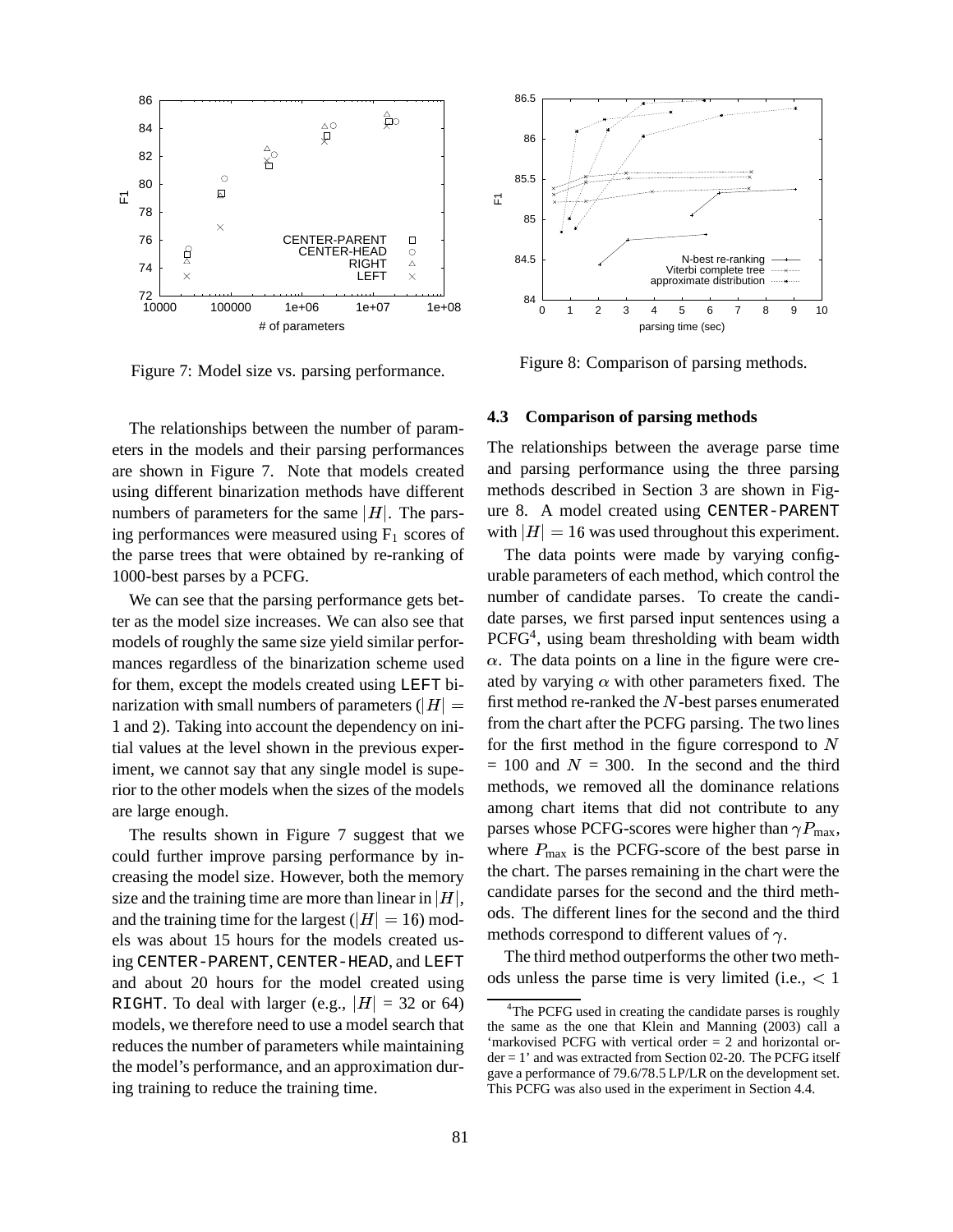Figure 7: Model size vs. parsing performance.

Figure 8: Comparison of parsing methods.

The relationships between the number of parameters in the models and their parsing performances are shown in Figure 7. Note that models created using different binarization methods have different numbers of parameters for the same $|H|$. The parsing performances were measured using $F_1$ scores of the parse trees that were obtained by re-ranking of 1000-best parses by a PCFG.

We can see that the parsing performance gets better as the model size increases. We can also see that models of roughly the same size yield similar performances regardless of the binarization scheme used for them, except the models created using LEFT binarization with small numbers of parameters ($|H| = 1$ and $2$). Taking into account the dependency on initial values at the level shown in the previous experiment, we cannot say that any single model is superior to the other models when the sizes of the models are large enough.

The results shown in Figure 7 suggest that we could further improve parsing performance by increasing the model size. However, both the memory size and the training time are more than linear in $|H|$, and the training time for the largest ($|H| = 16$) models was about 15 hours for the models created using CENTER-PARENT, CENTER-HEAD, and LEFT and about 20 hours for the model created using RIGHT. To deal with larger (e.g., $|H|$ = 32 or 64) models, we therefore need to use a model search that reduces the number of parameters while maintaining the model's performance, and an approximation during training to reduce the training time.

### 4.3 Comparison of parsing methods

The relationships between the average parse time and parsing performance using the three parsing methods described in Section 3 are shown in Figure 8. A model created using CENTER-PARENT with $|H| = 16$ was used throughout this experiment.

The data points were made by varying configurable parameters of each method, which control the number of candidate parses. To create the candidate parses, we first parsed input sentences using a PCFG[4], using beam thresholding with beam width $\alpha$. The data points on a line in the figure were created by varying $\alpha$ with other parameters fixed. The first method re-ranked the $N$-best parses enumerated from the chart after the PCFG parsing. The two lines for the first method in the figure correspond to $N$ = 100 and $N$ = 300. In the second and the third methods, we removed all the dominance relations among chart items that did not contribute to any parses whose PCFG-scores were higher than $\gamma P_{\max}$, where $P_{\max}$ is the PCFG-score of the best parse in the chart. The parses remaining in the chart were the candidate parses for the second and the third methods. The different lines for the second and the third methods correspond to different values of $\gamma$.

The third method outperforms the other two methods unless the parse time is very limited (i.e., $< 1$

[4]The PCFG used in creating the candidate parses is roughly the same as the one that Klein and Manning (2003) call a 'markovised PCFG with vertical order = 2 and horizontal order = 1' and was extracted from Section 02-20. The PCFG itself gave a performance of 79.6/78.5 LP/LR on the development set. This PCFG was also used in the experiment in Section 4.4.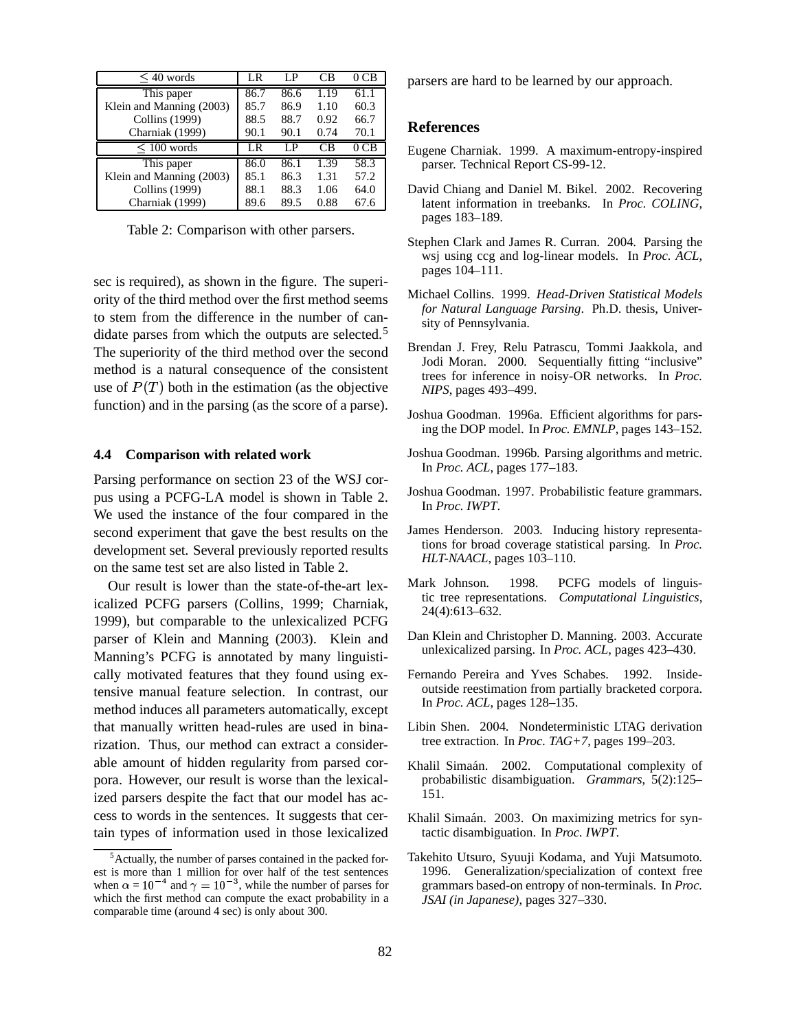| ≤ 40 words | LR | LP | CB | 0 CB |
|---|---|---|---|---|
| This paper | 86.7 | 86.6 | 1.19 | 61.1 |
| Klein and Manning (2003) | 85.7 | 86.9 | 1.10 | 60.3 |
| Collins (1999) | 88.5 | 88.7 | 0.92 | 66.7 |
| Charniak (1999) | 90.1 | 90.1 | 0.74 | 70.1 |
| ≤ 100 words | LR | LP | CB | 0 CB |
| This paper | 86.0 | 86.1 | 1.39 | 58.3 |
| Klein and Manning (2003) | 85.1 | 86.3 | 1.31 | 57.2 |
| Collins (1999) | 88.1 | 88.3 | 1.06 | 64.0 |
| Charniak (1999) | 89.6 | 89.5 | 0.88 | 67.6 |

Table 2: Comparison with other parsers.

sec is required), as shown in the figure. The superiority of the third method over the first method seems to stem from the difference in the number of candidate parses from which the outputs are selected.[5] The superiority of the third method over the second method is a natural consequence of the consistent use of $P(T)$ both in the estimation (as the objective function) and in the parsing (as the score of a parse).

### 4.4 Comparison with related work

Parsing performance on section 23 of the WSJ corpus using a PCFG-LA model is shown in Table 2. We used the instance of the four compared in the second experiment that gave the best results on the development set. Several previously reported results on the same test set are also listed in Table 2.

Our result is lower than the state-of-the-art lexicalized PCFG parsers (Collins, 1999; Charniak, 1999), but comparable to the unlexicalized PCFG parser of Klein and Manning (2003). Klein and Manning's PCFG is annotated by many linguistically motivated features that they found using extensive manual feature selection. In contrast, our method induces all parameters automatically, except that manually written head-rules are used in binarization. Thus, our method can extract a considerable amount of hidden regularity from parsed corpora. However, our result is worse than the lexicalized parsers despite the fact that our model has access to words in the sentences. It suggests that certain types of information used in those lexicalized parsers are hard to be learned by our approach.

[5] Actually, the number of parses contained in the packed forest is more than 1 million for over half of the test sentences when $\alpha = 10^{-4}$ and $\gamma = 10^{-3}$, while the number of parses for which the first method can compute the exact probability in a comparable time (around 4 sec) is only about 300.

## References

Eugene Charniak. 1999. A maximum-entropy-inspired parser. Technical Report CS-99-12.

David Chiang and Daniel M. Bikel. 2002. Recovering latent information in treebanks. In *Proc. COLING*, pages 183–189.

Stephen Clark and James R. Curran. 2004. Parsing the wsj using ccg and log-linear models. In *Proc. ACL*, pages 104–111.

Michael Collins. 1999. *Head-Driven Statistical Models for Natural Language Parsing*. Ph.D. thesis, University of Pennsylvania.

Brendan J. Frey, Relu Patrascu, Tommi Jaakkola, and Jodi Moran. 2000. Sequentially fitting "inclusive" trees for inference in noisy-OR networks. In *Proc. NIPS*, pages 493–499.

Joshua Goodman. 1996a. Efficient algorithms for parsing the DOP model. In *Proc. EMNLP*, pages 143–152.

Joshua Goodman. 1996b. Parsing algorithms and metric. In *Proc. ACL*, pages 177–183.

Joshua Goodman. 1997. Probabilistic feature grammars. In *Proc. IWPT*.

James Henderson. 2003. Inducing history representations for broad coverage statistical parsing. In *Proc. HLT-NAACL*, pages 103–110.

Mark Johnson. 1998. PCFG models of linguistic tree representations. *Computational Linguistics*, 24(4):613–632.

Dan Klein and Christopher D. Manning. 2003. Accurate unlexicalized parsing. In *Proc. ACL*, pages 423–430.

Fernando Pereira and Yves Schabes. 1992. Inside-outside reestimation from partially bracketed corpora. In *Proc. ACL*, pages 128–135.

Libin Shen. 2004. Nondeterministic LTAG derivation tree extraction. In *Proc. TAG+7*, pages 199–203.

Khalil Simaán. 2002. Computational complexity of probabilistic disambiguation. *Grammars*, 5(2):125–151.

Khalil Simaán. 2003. On maximizing metrics for syntactic disambiguation. In *Proc. IWPT*.

Takehito Utsuro, Syuuji Kodama, and Yuji Matsumoto. 1996. Generalization/specialization of context free grammars based-on entropy of non-terminals. In *Proc. JSAI (in Japanese)*, pages 327–330.